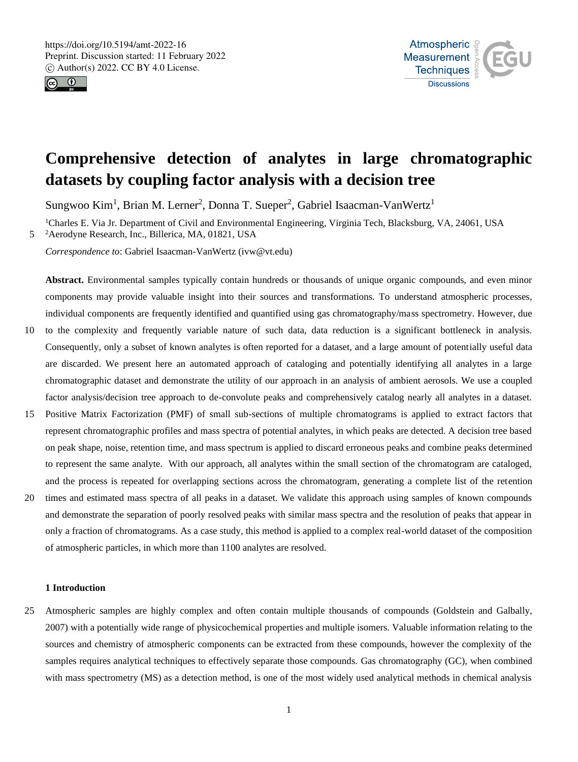# Comprehensive detection of analytes in large chromatographic datasets by coupling factor analysis with a decision tree

Sungwoo Kim[1], Brian M. Lerner[2], Donna T. Sueper[2], Gabriel Isaacman-VanWertz[1]

[1]Charles E. Via Jr. Department of Civil and Environmental Engineering, Virginia Tech, Blacksburg, VA, 24061, USA
[2]Aerodyne Research, Inc., Billerica, MA, 01821, USA

*Correspondence to*: Gabriel Isaacman-VanWertz (ivw@vt.edu)

**Abstract.** Environmental samples typically contain hundreds or thousands of unique organic compounds, and even minor components may provide valuable insight into their sources and transformations. To understand atmospheric processes, individual components are frequently identified and quantified using gas chromatography/mass spectrometry. However, due to the complexity and frequently variable nature of such data, data reduction is a significant bottleneck in analysis. Consequently, only a subset of known analytes is often reported for a dataset, and a large amount of potentially useful data are discarded. We present here an automated approach of cataloging and potentially identifying all analytes in a large chromatographic dataset and demonstrate the utility of our approach in an analysis of ambient aerosols. We use a coupled factor analysis/decision tree approach to de-convolute peaks and comprehensively catalog nearly all analytes in a dataset. Positive Matrix Factorization (PMF) of small sub-sections of multiple chromatograms is applied to extract factors that represent chromatographic profiles and mass spectra of potential analytes, in which peaks are detected. A decision tree based on peak shape, noise, retention time, and mass spectrum is applied to discard erroneous peaks and combine peaks determined to represent the same analyte. With our approach, all analytes within the small section of the chromatogram are cataloged, and the process is repeated for overlapping sections across the chromatogram, generating a complete list of the retention times and estimated mass spectra of all peaks in a dataset. We validate this approach using samples of known compounds and demonstrate the separation of poorly resolved peaks with similar mass spectra and the resolution of peaks that appear in only a fraction of chromatograms. As a case study, this method is applied to a complex real-world dataset of the composition of atmospheric particles, in which more than 1100 analytes are resolved.

## 1 Introduction

Atmospheric samples are highly complex and often contain multiple thousands of compounds (Goldstein and Galbally, 2007) with a potentially wide range of physicochemical properties and multiple isomers. Valuable information relating to the sources and chemistry of atmospheric components can be extracted from these compounds, however the complexity of the samples requires analytical techniques to effectively separate those compounds. Gas chromatography (GC), when combined with mass spectrometry (MS) as a detection method, is one of the most widely used analytical methods in chemical analysis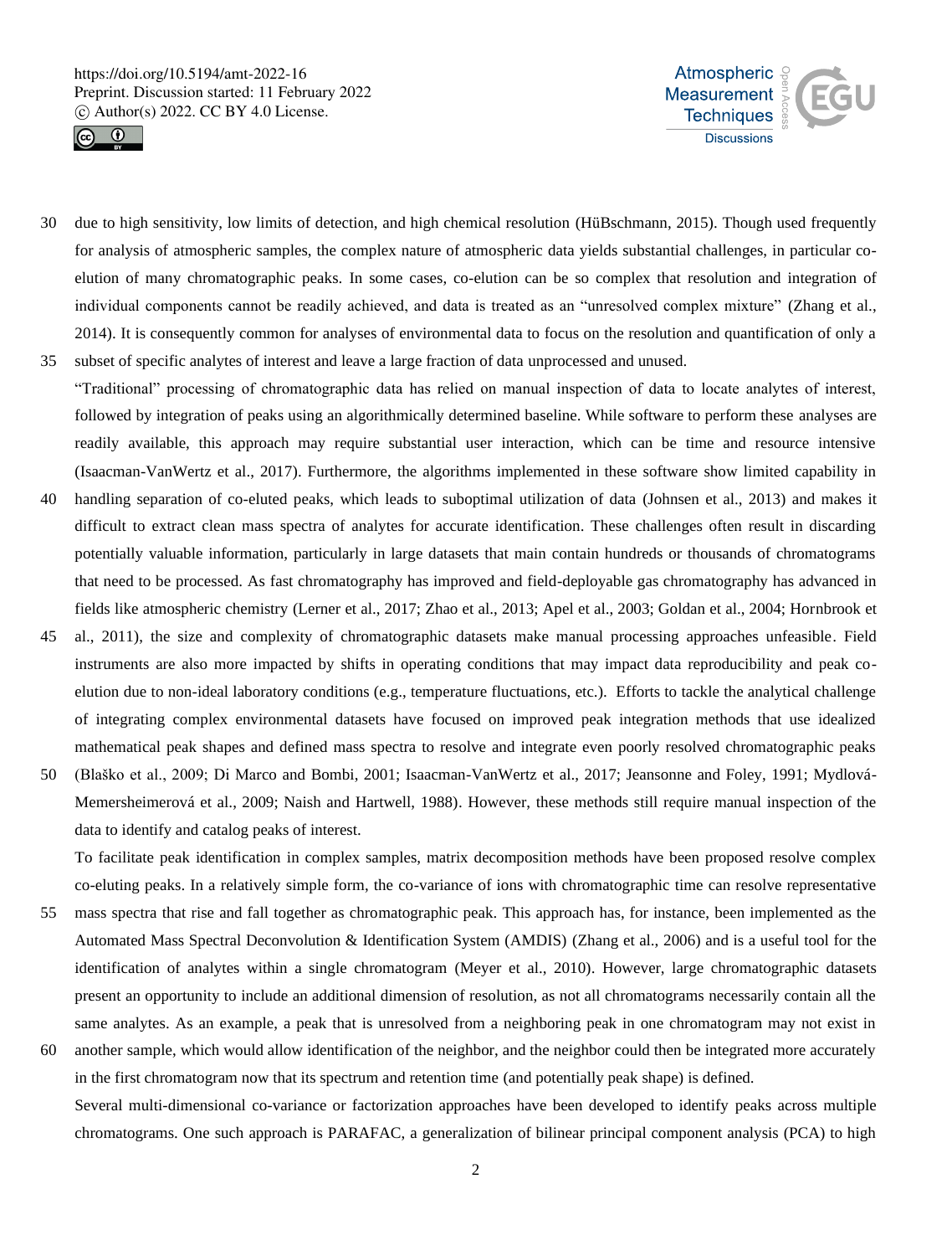due to high sensitivity, low limits of detection, and high chemical resolution (HüBschmann, 2015). Though used frequently for analysis of atmospheric samples, the complex nature of atmospheric data yields substantial challenges, in particular co-elution of many chromatographic peaks. In some cases, co-elution can be so complex that resolution and integration of individual components cannot be readily achieved, and data is treated as an "unresolved complex mixture" (Zhang et al., 2014). It is consequently common for analyses of environmental data to focus on the resolution and quantification of only a subset of specific analytes of interest and leave a large fraction of data unprocessed and unused.

"Traditional" processing of chromatographic data has relied on manual inspection of data to locate analytes of interest, followed by integration of peaks using an algorithmically determined baseline. While software to perform these analyses are readily available, this approach may require substantial user interaction, which can be time and resource intensive (Isaacman-VanWertz et al., 2017). Furthermore, the algorithms implemented in these software show limited capability in handling separation of co-eluted peaks, which leads to suboptimal utilization of data (Johnsen et al., 2013) and makes it difficult to extract clean mass spectra of analytes for accurate identification. These challenges often result in discarding potentially valuable information, particularly in large datasets that main contain hundreds or thousands of chromatograms that need to be processed. As fast chromatography has improved and field-deployable gas chromatography has advanced in fields like atmospheric chemistry (Lerner et al., 2017; Zhao et al., 2013; Apel et al., 2003; Goldan et al., 2004; Hornbrook et al., 2011), the size and complexity of chromatographic datasets make manual processing approaches unfeasible. Field instruments are also more impacted by shifts in operating conditions that may impact data reproducibility and peak co-elution due to non-ideal laboratory conditions (e.g., temperature fluctuations, etc.). Efforts to tackle the analytical challenge of integrating complex environmental datasets have focused on improved peak integration methods that use idealized mathematical peak shapes and defined mass spectra to resolve and integrate even poorly resolved chromatographic peaks (Blaško et al., 2009; Di Marco and Bombi, 2001; Isaacman-VanWertz et al., 2017; Jeansonne and Foley, 1991; Mydlová-Memersheimerová et al., 2009; Naish and Hartwell, 1988). However, these methods still require manual inspection of the data to identify and catalog peaks of interest.

To facilitate peak identification in complex samples, matrix decomposition methods have been proposed resolve complex co-eluting peaks. In a relatively simple form, the co-variance of ions with chromatographic time can resolve representative mass spectra that rise and fall together as chromatographic peak. This approach has, for instance, been implemented as the Automated Mass Spectral Deconvolution & Identification System (AMDIS) (Zhang et al., 2006) and is a useful tool for the identification of analytes within a single chromatogram (Meyer et al., 2010). However, large chromatographic datasets present an opportunity to include an additional dimension of resolution, as not all chromatograms necessarily contain all the same analytes. As an example, a peak that is unresolved from a neighboring peak in one chromatogram may not exist in another sample, which would allow identification of the neighbor, and the neighbor could then be integrated more accurately in the first chromatogram now that its spectrum and retention time (and potentially peak shape) is defined.

Several multi-dimensional co-variance or factorization approaches have been developed to identify peaks across multiple chromatograms. One such approach is PARAFAC, a generalization of bilinear principal component analysis (PCA) to high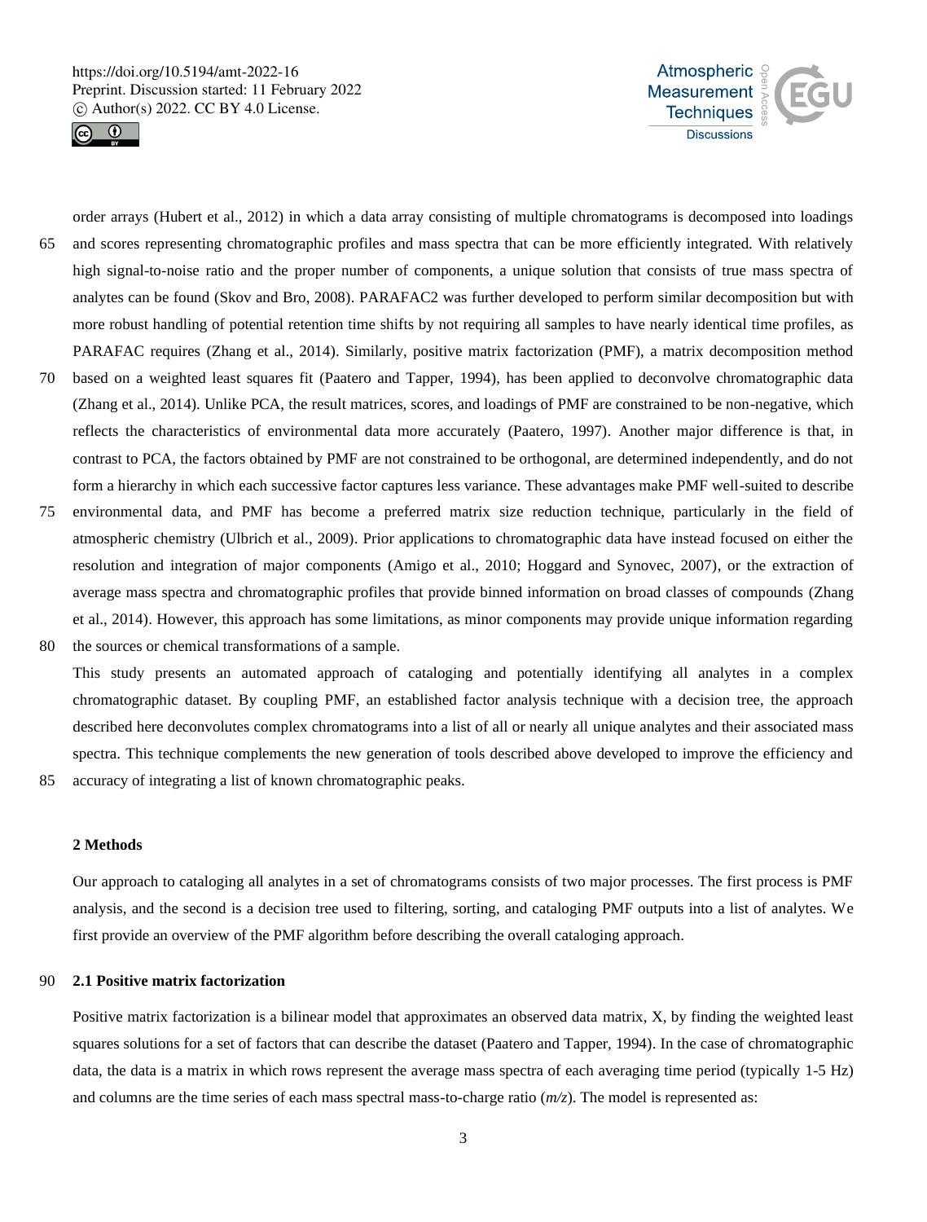order arrays (Hubert et al., 2012) in which a data array consisting of multiple chromatograms is decomposed into loadings and scores representing chromatographic profiles and mass spectra that can be more efficiently integrated. With relatively high signal-to-noise ratio and the proper number of components, a unique solution that consists of true mass spectra of analytes can be found (Skov and Bro, 2008). PARAFAC2 was further developed to perform similar decomposition but with more robust handling of potential retention time shifts by not requiring all samples to have nearly identical time profiles, as PARAFAC requires (Zhang et al., 2014). Similarly, positive matrix factorization (PMF), a matrix decomposition method based on a weighted least squares fit (Paatero and Tapper, 1994), has been applied to deconvolve chromatographic data (Zhang et al., 2014). Unlike PCA, the result matrices, scores, and loadings of PMF are constrained to be non-negative, which reflects the characteristics of environmental data more accurately (Paatero, 1997). Another major difference is that, in contrast to PCA, the factors obtained by PMF are not constrained to be orthogonal, are determined independently, and do not form a hierarchy in which each successive factor captures less variance. These advantages make PMF well-suited to describe environmental data, and PMF has become a preferred matrix size reduction technique, particularly in the field of atmospheric chemistry (Ulbrich et al., 2009). Prior applications to chromatographic data have instead focused on either the resolution and integration of major components (Amigo et al., 2010; Hoggard and Synovec, 2007), or the extraction of average mass spectra and chromatographic profiles that provide binned information on broad classes of compounds (Zhang et al., 2014). However, this approach has some limitations, as minor components may provide unique information regarding the sources or chemical transformations of a sample.

This study presents an automated approach of cataloging and potentially identifying all analytes in a complex chromatographic dataset. By coupling PMF, an established factor analysis technique with a decision tree, the approach described here deconvolutes complex chromatograms into a list of all or nearly all unique analytes and their associated mass spectra. This technique complements the new generation of tools described above developed to improve the efficiency and accuracy of integrating a list of known chromatographic peaks.

## 2 Methods

Our approach to cataloging all analytes in a set of chromatograms consists of two major processes. The first process is PMF analysis, and the second is a decision tree used to filtering, sorting, and cataloging PMF outputs into a list of analytes. We first provide an overview of the PMF algorithm before describing the overall cataloging approach.

### 2.1 Positive matrix factorization

Positive matrix factorization is a bilinear model that approximates an observed data matrix, X, by finding the weighted least squares solutions for a set of factors that can describe the dataset (Paatero and Tapper, 1994). In the case of chromatographic data, the data is a matrix in which rows represent the average mass spectra of each averaging time period (typically 1-5 Hz) and columns are the time series of each mass spectral mass-to-charge ratio (*m/z*). The model is represented as: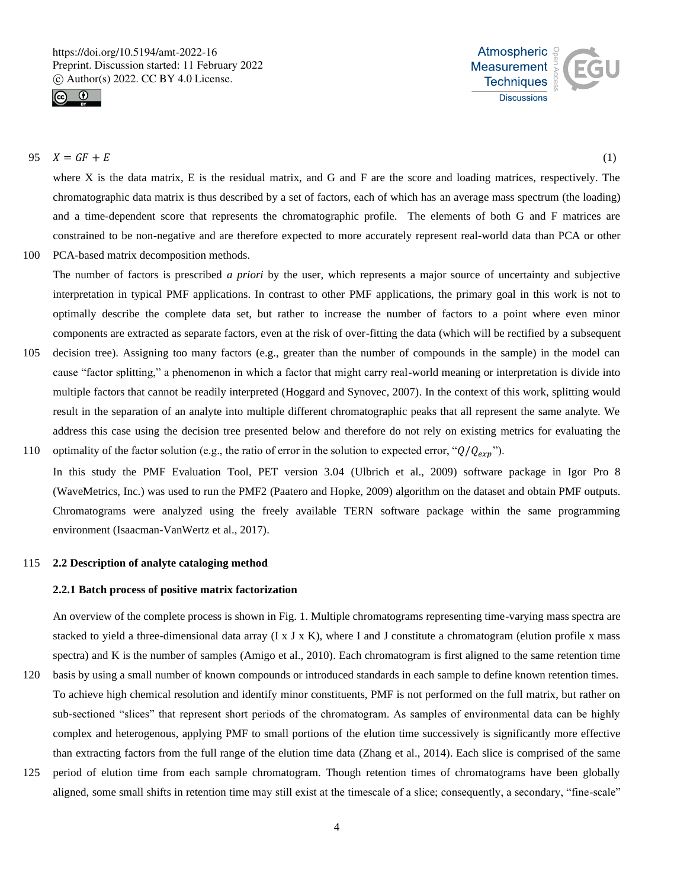$$X = GF + E \quad (1)$$

where X is the data matrix, E is the residual matrix, and G and F are the score and loading matrices, respectively. The chromatographic data matrix is thus described by a set of factors, each of which has an average mass spectrum (the loading) and a time-dependent score that represents the chromatographic profile. The elements of both G and F matrices are constrained to be non-negative and are therefore expected to more accurately represent real-world data than PCA or other PCA-based matrix decomposition methods.

The number of factors is prescribed *a priori* by the user, which represents a major source of uncertainty and subjective interpretation in typical PMF applications. In contrast to other PMF applications, the primary goal in this work is not to optimally describe the complete data set, but rather to increase the number of factors to a point where even minor components are extracted as separate factors, even at the risk of over-fitting the data (which will be rectified by a subsequent decision tree). Assigning too many factors (e.g., greater than the number of compounds in the sample) in the model can cause "factor splitting," a phenomenon in which a factor that might carry real-world meaning or interpretation is divide into multiple factors that cannot be readily interpreted (Hoggard and Synovec, 2007). In the context of this work, splitting would result in the separation of an analyte into multiple different chromatographic peaks that all represent the same analyte. We address this case using the decision tree presented below and therefore do not rely on existing metrics for evaluating the optimality of the factor solution (e.g., the ratio of error in the solution to expected error, "$Q/Q_{exp}$").

In this study the PMF Evaluation Tool, PET version 3.04 (Ulbrich et al., 2009) software package in Igor Pro 8 (WaveMetrics, Inc.) was used to run the PMF2 (Paatero and Hopke, 2009) algorithm on the dataset and obtain PMF outputs. Chromatograms were analyzed using the freely available TERN software package within the same programming environment (Isaacman-VanWertz et al., 2017).

## 2.2 Description of analyte cataloging method

### 2.2.1 Batch process of positive matrix factorization

An overview of the complete process is shown in Fig. 1. Multiple chromatograms representing time-varying mass spectra are stacked to yield a three-dimensional data array (I x J x K), where I and J constitute a chromatogram (elution profile x mass spectra) and K is the number of samples (Amigo et al., 2010). Each chromatogram is first aligned to the same retention time basis by using a small number of known compounds or introduced standards in each sample to define known retention times. To achieve high chemical resolution and identify minor constituents, PMF is not performed on the full matrix, but rather on sub-sectioned "slices" that represent short periods of the chromatogram. As samples of environmental data can be highly complex and heterogenous, applying PMF to small portions of the elution time successively is significantly more effective than extracting factors from the full range of the elution time data (Zhang et al., 2014). Each slice is comprised of the same period of elution time from each sample chromatogram. Though retention times of chromatograms have been globally aligned, some small shifts in retention time may still exist at the timescale of a slice; consequently, a secondary, "fine-scale"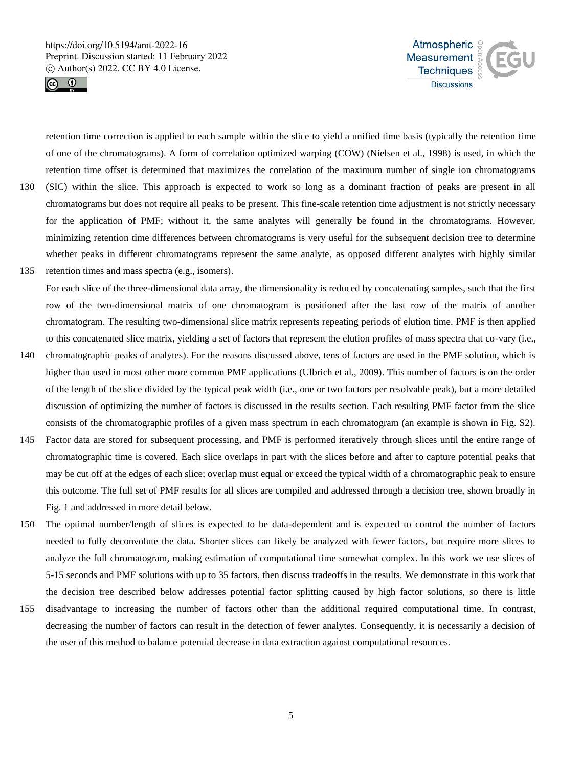retention time correction is applied to each sample within the slice to yield a unified time basis (typically the retention time of one of the chromatograms). A form of correlation optimized warping (COW) (Nielsen et al., 1998) is used, in which the retention time offset is determined that maximizes the correlation of the maximum number of single ion chromatograms (SIC) within the slice. This approach is expected to work so long as a dominant fraction of peaks are present in all chromatograms but does not require all peaks to be present. This fine-scale retention time adjustment is not strictly necessary for the application of PMF; without it, the same analytes will generally be found in the chromatograms. However, minimizing retention time differences between chromatograms is very useful for the subsequent decision tree to determine whether peaks in different chromatograms represent the same analyte, as opposed different analytes with highly similar retention times and mass spectra (e.g., isomers).

For each slice of the three-dimensional data array, the dimensionality is reduced by concatenating samples, such that the first row of the two-dimensional matrix of one chromatogram is positioned after the last row of the matrix of another chromatogram. The resulting two-dimensional slice matrix represents repeating periods of elution time. PMF is then applied to this concatenated slice matrix, yielding a set of factors that represent the elution profiles of mass spectra that co-vary (i.e., chromatographic peaks of analytes). For the reasons discussed above, tens of factors are used in the PMF solution, which is higher than used in most other more common PMF applications (Ulbrich et al., 2009). This number of factors is on the order of the length of the slice divided by the typical peak width (i.e., one or two factors per resolvable peak), but a more detailed discussion of optimizing the number of factors is discussed in the results section. Each resulting PMF factor from the slice consists of the chromatographic profiles of a given mass spectrum in each chromatogram (an example is shown in Fig. S2). Factor data are stored for subsequent processing, and PMF is performed iteratively through slices until the entire range of chromatographic time is covered. Each slice overlaps in part with the slices before and after to capture potential peaks that may be cut off at the edges of each slice; overlap must equal or exceed the typical width of a chromatographic peak to ensure this outcome. The full set of PMF results for all slices are compiled and addressed through a decision tree, shown broadly in Fig. 1 and addressed in more detail below.

The optimal number/length of slices is expected to be data-dependent and is expected to control the number of factors needed to fully deconvolute the data. Shorter slices can likely be analyzed with fewer factors, but require more slices to analyze the full chromatogram, making estimation of computational time somewhat complex. In this work we use slices of 5-15 seconds and PMF solutions with up to 35 factors, then discuss tradeoffs in the results. We demonstrate in this work that the decision tree described below addresses potential factor splitting caused by high factor solutions, so there is little disadvantage to increasing the number of factors other than the additional required computational time. In contrast, decreasing the number of factors can result in the detection of fewer analytes. Consequently, it is necessarily a decision of the user of this method to balance potential decrease in data extraction against computational resources.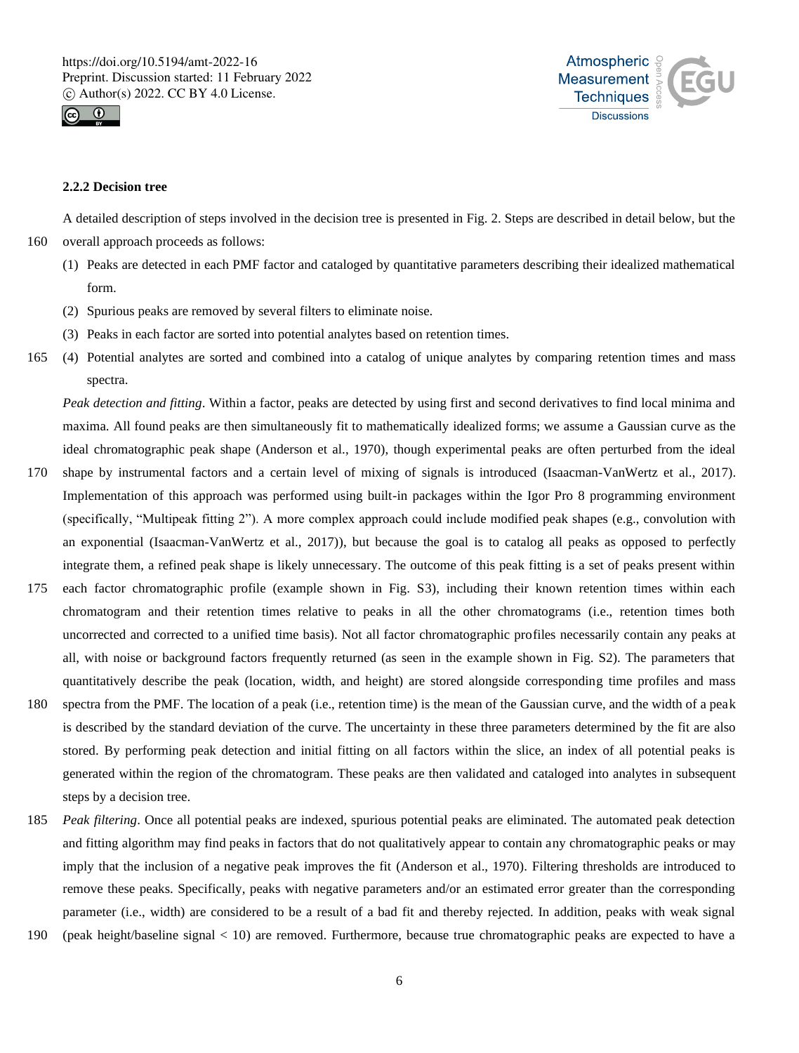### 2.2.2 Decision tree

A detailed description of steps involved in the decision tree is presented in Fig. 2. Steps are described in detail below, but the overall approach proceeds as follows:

(1) Peaks are detected in each PMF factor and cataloged by quantitative parameters describing their idealized mathematical form.

(2) Spurious peaks are removed by several filters to eliminate noise.

(3) Peaks in each factor are sorted into potential analytes based on retention times.

(4) Potential analytes are sorted and combined into a catalog of unique analytes by comparing retention times and mass spectra.

*Peak detection and fitting*. Within a factor, peaks are detected by using first and second derivatives to find local minima and maxima. All found peaks are then simultaneously fit to mathematically idealized forms; we assume a Gaussian curve as the ideal chromatographic peak shape (Anderson et al., 1970), though experimental peaks are often perturbed from the ideal shape by instrumental factors and a certain level of mixing of signals is introduced (Isaacman-VanWertz et al., 2017). Implementation of this approach was performed using built-in packages within the Igor Pro 8 programming environment (specifically, "Multipeak fitting 2"). A more complex approach could include modified peak shapes (e.g., convolution with an exponential (Isaacman-VanWertz et al., 2017)), but because the goal is to catalog all peaks as opposed to perfectly integrate them, a refined peak shape is likely unnecessary. The outcome of this peak fitting is a set of peaks present within each factor chromatographic profile (example shown in Fig. S3), including their known retention times within each chromatogram and their retention times relative to peaks in all the other chromatograms (i.e., retention times both uncorrected and corrected to a unified time basis). Not all factor chromatographic profiles necessarily contain any peaks at all, with noise or background factors frequently returned (as seen in the example shown in Fig. S2). The parameters that quantitatively describe the peak (location, width, and height) are stored alongside corresponding time profiles and mass spectra from the PMF. The location of a peak (i.e., retention time) is the mean of the Gaussian curve, and the width of a peak is described by the standard deviation of the curve. The uncertainty in these three parameters determined by the fit are also stored. By performing peak detection and initial fitting on all factors within the slice, an index of all potential peaks is generated within the region of the chromatogram. These peaks are then validated and cataloged into analytes in subsequent steps by a decision tree.

*Peak filtering*. Once all potential peaks are indexed, spurious potential peaks are eliminated. The automated peak detection and fitting algorithm may find peaks in factors that do not qualitatively appear to contain any chromatographic peaks or may imply that the inclusion of a negative peak improves the fit (Anderson et al., 1970). Filtering thresholds are introduced to remove these peaks. Specifically, peaks with negative parameters and/or an estimated error greater than the corresponding parameter (i.e., width) are considered to be a result of a bad fit and thereby rejected. In addition, peaks with weak signal (peak height/baseline signal < 10) are removed. Furthermore, because true chromatographic peaks are expected to have a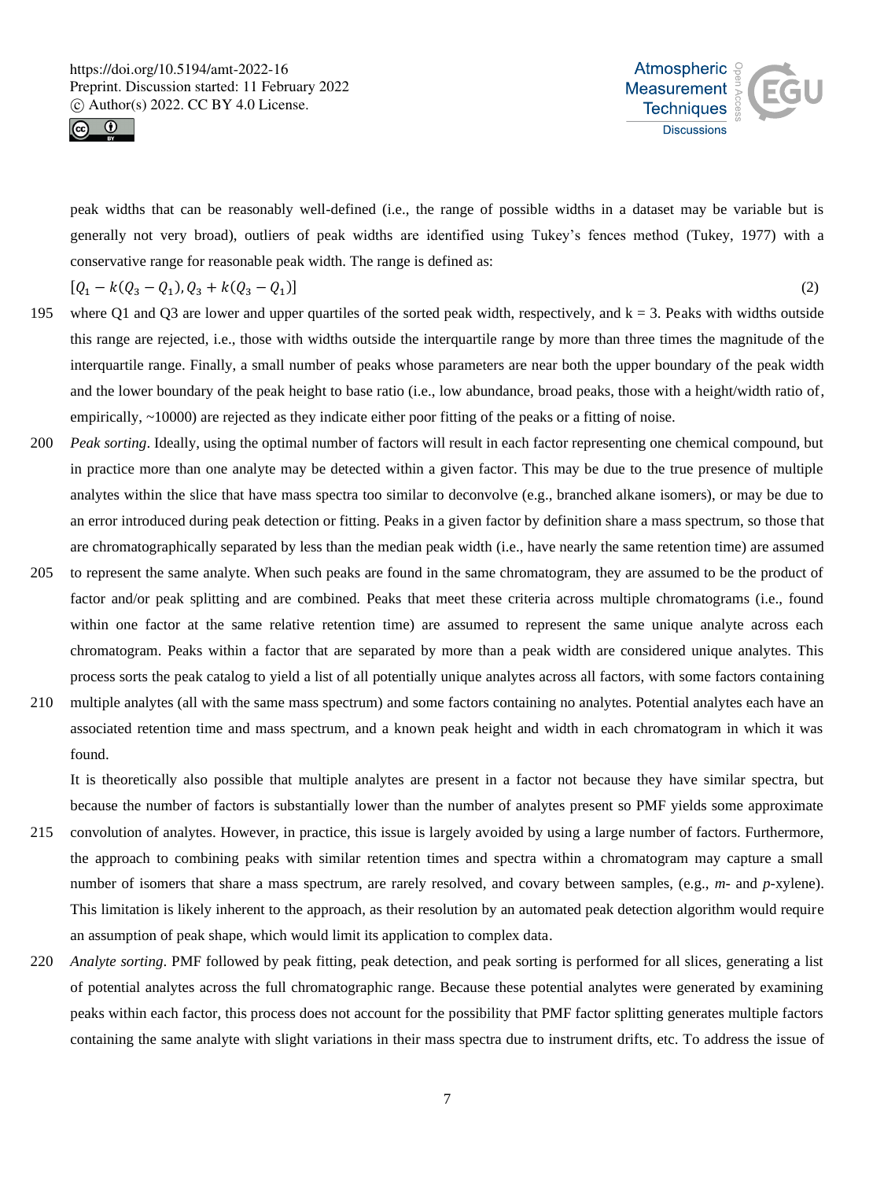peak widths that can be reasonably well-defined (i.e., the range of possible widths in a dataset may be variable but is generally not very broad), outliers of peak widths are identified using Tukey's fences method (Tukey, 1977) with a conservative range for reasonable peak width. The range is defined as:

$$[Q_1 - k(Q_3 - Q_1), Q_3 + k(Q_3 - Q_1)] \quad (2)$$

where Q1 and Q3 are lower and upper quartiles of the sorted peak width, respectively, and k = 3. Peaks with widths outside this range are rejected, i.e., those with widths outside the interquartile range by more than three times the magnitude of the interquartile range. Finally, a small number of peaks whose parameters are near both the upper boundary of the peak width and the lower boundary of the peak height to base ratio (i.e., low abundance, broad peaks, those with a height/width ratio of, empirically, ~10000) are rejected as they indicate either poor fitting of the peaks or a fitting of noise.

*Peak sorting*. Ideally, using the optimal number of factors will result in each factor representing one chemical compound, but in practice more than one analyte may be detected within a given factor. This may be due to the true presence of multiple analytes within the slice that have mass spectra too similar to deconvolve (e.g., branched alkane isomers), or may be due to an error introduced during peak detection or fitting. Peaks in a given factor by definition share a mass spectrum, so those that are chromatographically separated by less than the median peak width (i.e., have nearly the same retention time) are assumed to represent the same analyte. When such peaks are found in the same chromatogram, they are assumed to be the product of factor and/or peak splitting and are combined. Peaks that meet these criteria across multiple chromatograms (i.e., found within one factor at the same relative retention time) are assumed to represent the same unique analyte across each chromatogram. Peaks within a factor that are separated by more than a peak width are considered unique analytes. This process sorts the peak catalog to yield a list of all potentially unique analytes across all factors, with some factors containing multiple analytes (all with the same mass spectrum) and some factors containing no analytes. Potential analytes each have an associated retention time and mass spectrum, and a known peak height and width in each chromatogram in which it was found.

It is theoretically also possible that multiple analytes are present in a factor not because they have similar spectra, but because the number of factors is substantially lower than the number of analytes present so PMF yields some approximate convolution of analytes. However, in practice, this issue is largely avoided by using a large number of factors. Furthermore, the approach to combining peaks with similar retention times and spectra within a chromatogram may capture a small number of isomers that share a mass spectrum, are rarely resolved, and covary between samples, (e.g., *m*- and *p*-xylene). This limitation is likely inherent to the approach, as their resolution by an automated peak detection algorithm would require an assumption of peak shape, which would limit its application to complex data.

*Analyte sorting*. PMF followed by peak fitting, peak detection, and peak sorting is performed for all slices, generating a list of potential analytes across the full chromatographic range. Because these potential analytes were generated by examining peaks within each factor, this process does not account for the possibility that PMF factor splitting generates multiple factors containing the same analyte with slight variations in their mass spectra due to instrument drifts, etc. To address the issue of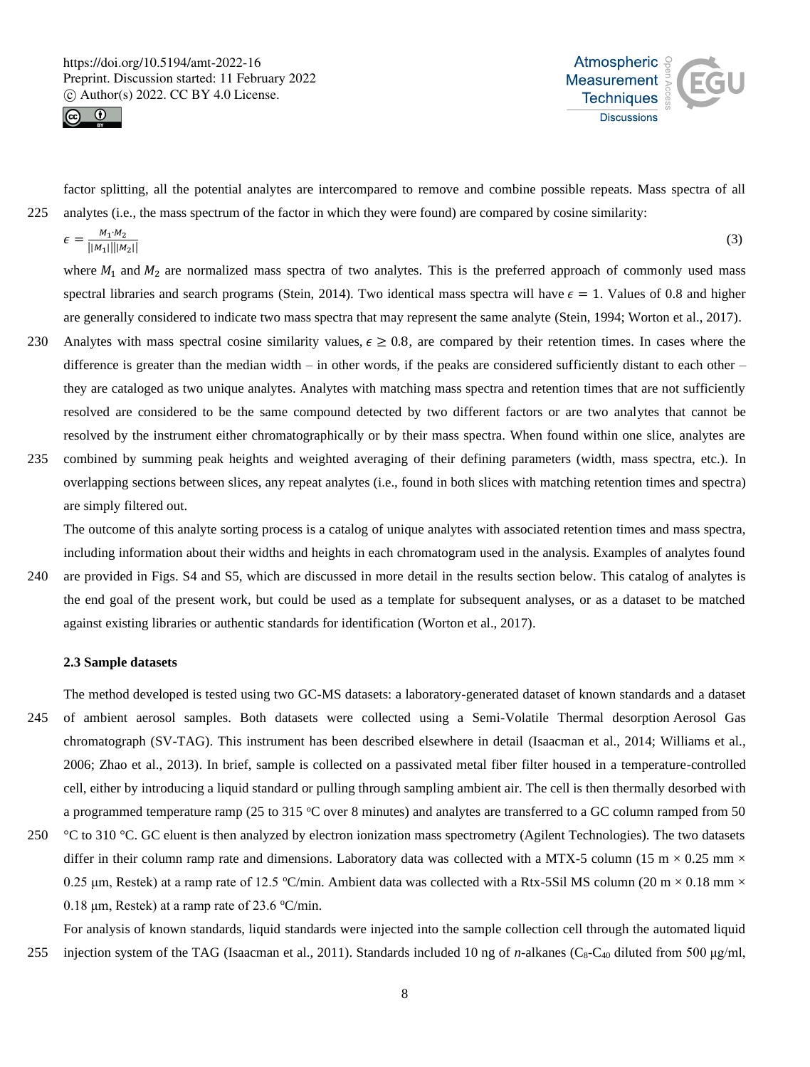factor splitting, all the potential analytes are intercompared to remove and combine possible repeats. Mass spectra of all analytes (i.e., the mass spectrum of the factor in which they were found) are compared by cosine similarity:

$$\epsilon = \frac{M_1 \cdot M_2}{||M_1|| ||M_2||} \tag{3}$$

where $M_1$ and $M_2$ are normalized mass spectra of two analytes. This is the preferred approach of commonly used mass spectral libraries and search programs (Stein, 2014). Two identical mass spectra will have $\epsilon = 1$. Values of 0.8 and higher are generally considered to indicate two mass spectra that may represent the same analyte (Stein, 1994; Worton et al., 2017). Analytes with mass spectral cosine similarity values, $\epsilon \geq 0.8$, are compared by their retention times. In cases where the difference is greater than the median width – in other words, if the peaks are considered sufficiently distant to each other – they are cataloged as two unique analytes. Analytes with matching mass spectra and retention times that are not sufficiently resolved are considered to be the same compound detected by two different factors or are two analytes that cannot be resolved by the instrument either chromatographically or by their mass spectra. When found within one slice, analytes are combined by summing peak heights and weighted averaging of their defining parameters (width, mass spectra, etc.). In overlapping sections between slices, any repeat analytes (i.e., found in both slices with matching retention times and spectra) are simply filtered out.

The outcome of this analyte sorting process is a catalog of unique analytes with associated retention times and mass spectra, including information about their widths and heights in each chromatogram used in the analysis. Examples of analytes found are provided in Figs. S4 and S5, which are discussed in more detail in the results section below. This catalog of analytes is the end goal of the present work, but could be used as a template for subsequent analyses, or as a dataset to be matched against existing libraries or authentic standards for identification (Worton et al., 2017).

### 2.3 Sample datasets

The method developed is tested using two GC-MS datasets: a laboratory-generated dataset of known standards and a dataset of ambient aerosol samples. Both datasets were collected using a Semi-Volatile Thermal desorption Aerosol Gas chromatograph (SV-TAG). This instrument has been described elsewhere in detail (Isaacman et al., 2014; Williams et al., 2006; Zhao et al., 2013). In brief, sample is collected on a passivated metal fiber filter housed in a temperature-controlled cell, either by introducing a liquid standard or pulling through sampling ambient air. The cell is then thermally desorbed with a programmed temperature ramp (25 to 315 °C over 8 minutes) and analytes are transferred to a GC column ramped from 50 °C to 310 °C. GC eluent is then analyzed by electron ionization mass spectrometry (Agilent Technologies). The two datasets differ in their column ramp rate and dimensions. Laboratory data was collected with a MTX-5 column (15 m × 0.25 mm × 0.25 µm, Restek) at a ramp rate of 12.5 °C/min. Ambient data was collected with a Rtx-5Sil MS column (20 m × 0.18 mm × 0.18 µm, Restek) at a ramp rate of 23.6 °C/min.

For analysis of known standards, liquid standards were injected into the sample collection cell through the automated liquid injection system of the TAG (Isaacman et al., 2011). Standards included 10 ng of *n*-alkanes ($C_8$-$C_{40}$ diluted from 500 µg/ml,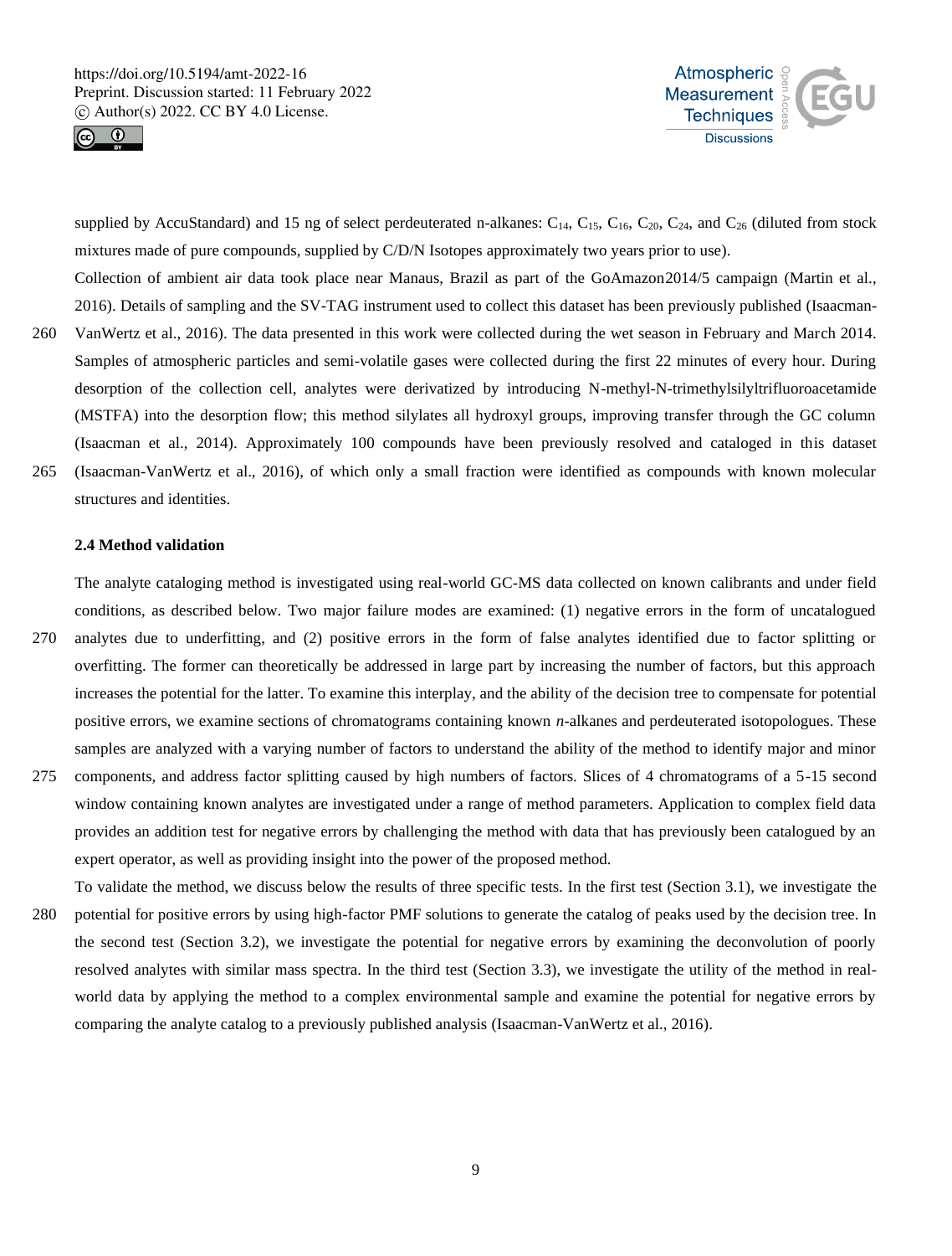supplied by AccuStandard) and 15 ng of select perdeuterated n-alkanes: $C_{14}$, $C_{15}$, $C_{16}$, $C_{20}$, $C_{24}$, and $C_{26}$ (diluted from stock mixtures made of pure compounds, supplied by C/D/N Isotopes approximately two years prior to use).

Collection of ambient air data took place near Manaus, Brazil as part of the GoAmazon2014/5 campaign (Martin et al., 2016). Details of sampling and the SV-TAG instrument used to collect this dataset has been previously published (Isaacman-VanWertz et al., 2016). The data presented in this work were collected during the wet season in February and March 2014. Samples of atmospheric particles and semi-volatile gases were collected during the first 22 minutes of every hour. During desorption of the collection cell, analytes were derivatized by introducing N-methyl-N-trimethylsilyltrifluoroacetamide (MSTFA) into the desorption flow; this method silylates all hydroxyl groups, improving transfer through the GC column (Isaacman et al., 2014). Approximately 100 compounds have been previously resolved and cataloged in this dataset (Isaacman-VanWertz et al., 2016), of which only a small fraction were identified as compounds with known molecular structures and identities.

### 2.4 Method validation

The analyte cataloging method is investigated using real-world GC-MS data collected on known calibrants and under field conditions, as described below. Two major failure modes are examined: (1) negative errors in the form of uncatalogued analytes due to underfitting, and (2) positive errors in the form of false analytes identified due to factor splitting or overfitting. The former can theoretically be addressed in large part by increasing the number of factors, but this approach increases the potential for the latter. To examine this interplay, and the ability of the decision tree to compensate for potential positive errors, we examine sections of chromatograms containing known *n*-alkanes and perdeuterated isotopologues. These samples are analyzed with a varying number of factors to understand the ability of the method to identify major and minor components, and address factor splitting caused by high numbers of factors. Slices of 4 chromatograms of a 5-15 second window containing known analytes are investigated under a range of method parameters. Application to complex field data provides an addition test for negative errors by challenging the method with data that has previously been catalogued by an expert operator, as well as providing insight into the power of the proposed method.

To validate the method, we discuss below the results of three specific tests. In the first test (Section 3.1), we investigate the potential for positive errors by using high-factor PMF solutions to generate the catalog of peaks used by the decision tree. In the second test (Section 3.2), we investigate the potential for negative errors by examining the deconvolution of poorly resolved analytes with similar mass spectra. In the third test (Section 3.3), we investigate the utility of the method in real-world data by applying the method to a complex environmental sample and examine the potential for negative errors by comparing the analyte catalog to a previously published analysis (Isaacman-VanWertz et al., 2016).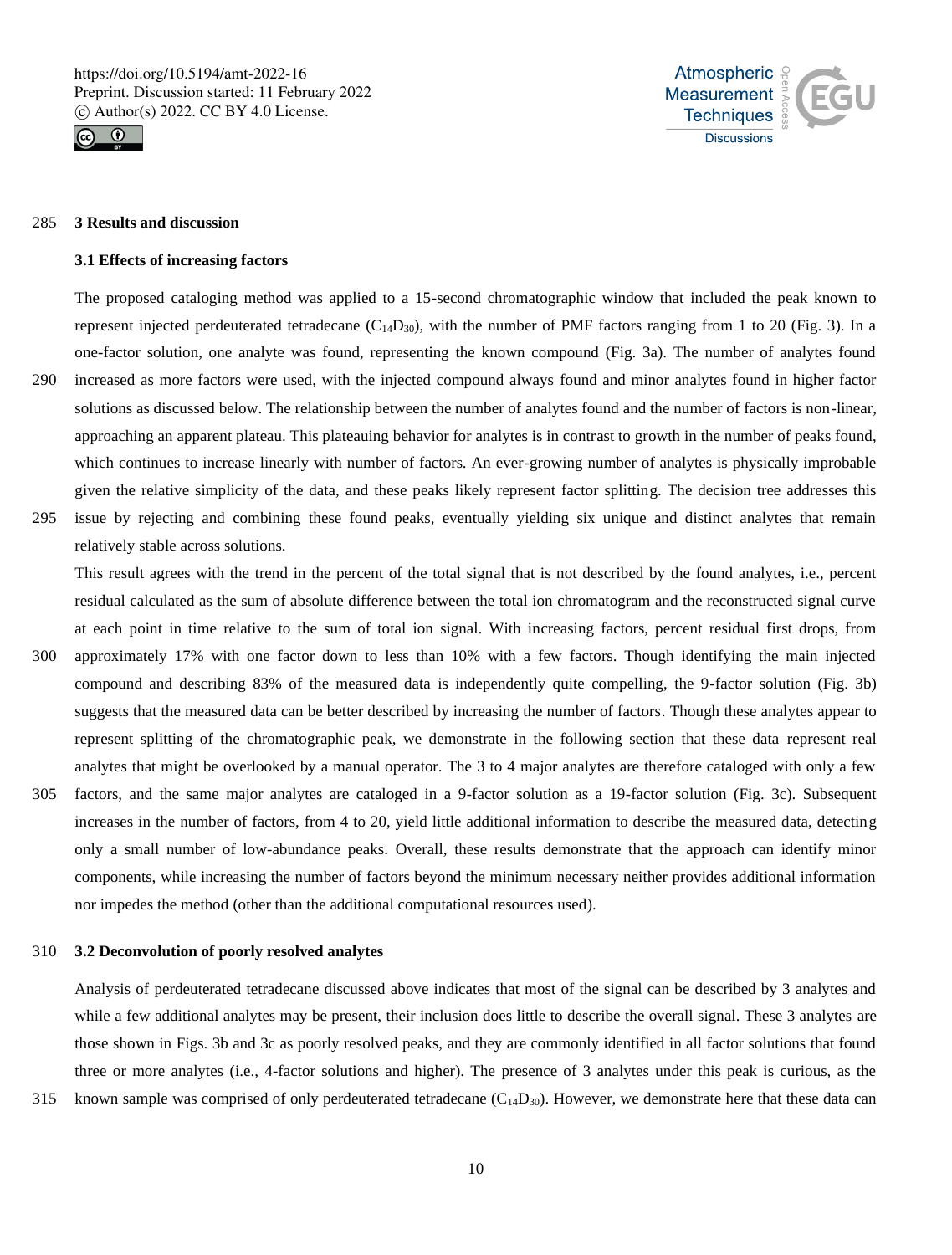## 3 Results and discussion

### 3.1 Effects of increasing factors

The proposed cataloging method was applied to a 15-second chromatographic window that included the peak known to represent injected perdeuterated tetradecane ($C_{14}D_{30}$), with the number of PMF factors ranging from 1 to 20 (Fig. 3). In a one-factor solution, one analyte was found, representing the known compound (Fig. 3a). The number of analytes found increased as more factors were used, with the injected compound always found and minor analytes found in higher factor solutions as discussed below. The relationship between the number of analytes found and the number of factors is non-linear, approaching an apparent plateau. This plateauing behavior for analytes is in contrast to growth in the number of peaks found, which continues to increase linearly with number of factors. An ever-growing number of analytes is physically improbable given the relative simplicity of the data, and these peaks likely represent factor splitting. The decision tree addresses this issue by rejecting and combining these found peaks, eventually yielding six unique and distinct analytes that remain relatively stable across solutions.

This result agrees with the trend in the percent of the total signal that is not described by the found analytes, i.e., percent residual calculated as the sum of absolute difference between the total ion chromatogram and the reconstructed signal curve at each point in time relative to the sum of total ion signal. With increasing factors, percent residual first drops, from approximately 17% with one factor down to less than 10% with a few factors. Though identifying the main injected compound and describing 83% of the measured data is independently quite compelling, the 9-factor solution (Fig. 3b) suggests that the measured data can be better described by increasing the number of factors. Though these analytes appear to represent splitting of the chromatographic peak, we demonstrate in the following section that these data represent real analytes that might be overlooked by a manual operator. The 3 to 4 major analytes are therefore cataloged with only a few factors, and the same major analytes are cataloged in a 9-factor solution as a 19-factor solution (Fig. 3c). Subsequent increases in the number of factors, from 4 to 20, yield little additional information to describe the measured data, detecting only a small number of low-abundance peaks. Overall, these results demonstrate that the approach can identify minor components, while increasing the number of factors beyond the minimum necessary neither provides additional information nor impedes the method (other than the additional computational resources used).

### 3.2 Deconvolution of poorly resolved analytes

Analysis of perdeuterated tetradecane discussed above indicates that most of the signal can be described by 3 analytes and while a few additional analytes may be present, their inclusion does little to describe the overall signal. These 3 analytes are those shown in Figs. 3b and 3c as poorly resolved peaks, and they are commonly identified in all factor solutions that found three or more analytes (i.e., 4-factor solutions and higher). The presence of 3 analytes under this peak is curious, as the known sample was comprised of only perdeuterated tetradecane ($C_{14}D_{30}$). However, we demonstrate here that these data can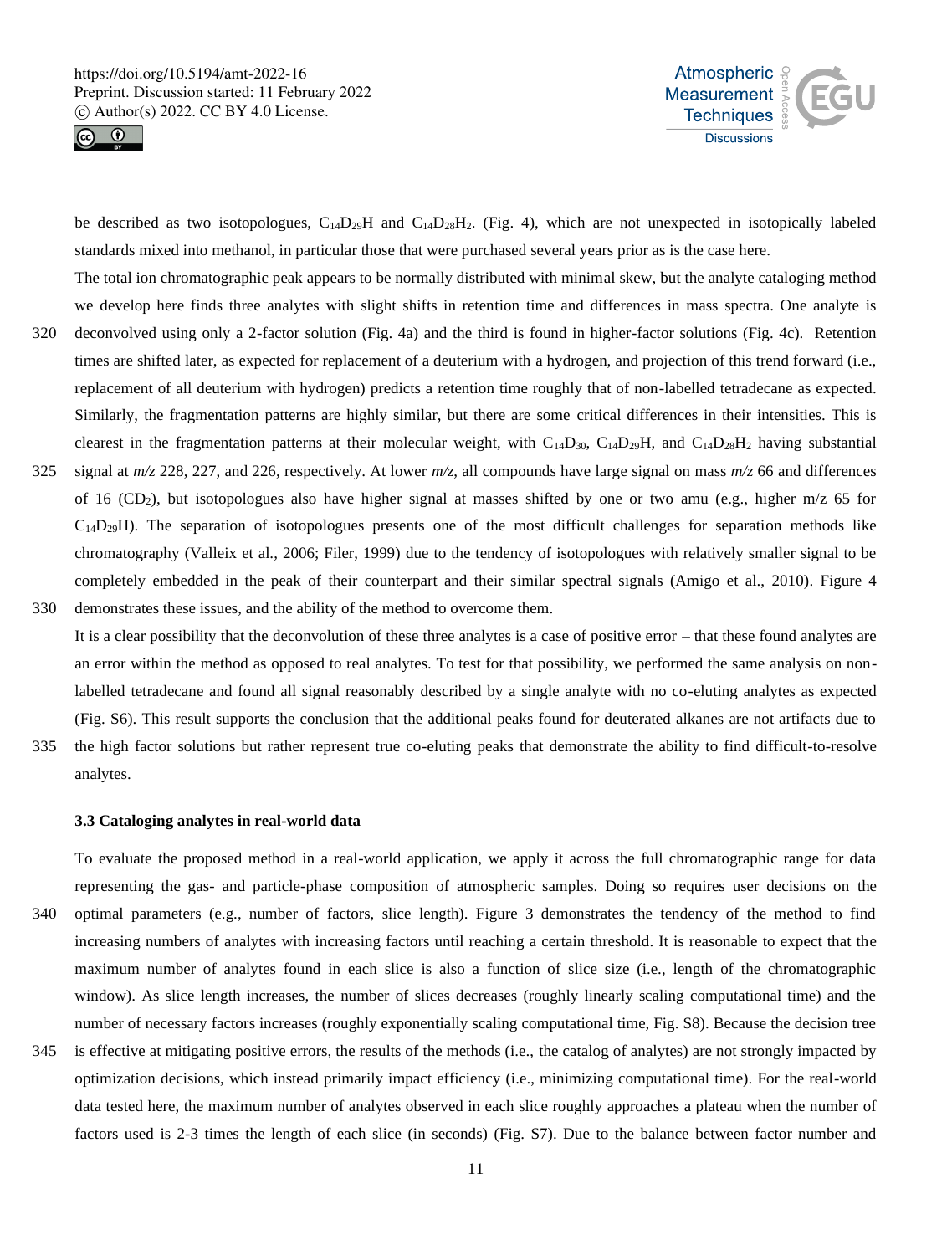be described as two isotopologues, $C_{14}D_{29}H$ and $C_{14}D_{28}H_2$. (Fig. 4), which are not unexpected in isotopically labeled standards mixed into methanol, in particular those that were purchased several years prior as is the case here.

The total ion chromatographic peak appears to be normally distributed with minimal skew, but the analyte cataloging method we develop here finds three analytes with slight shifts in retention time and differences in mass spectra. One analyte is deconvolved using only a 2-factor solution (Fig. 4a) and the third is found in higher-factor solutions (Fig. 4c). Retention times are shifted later, as expected for replacement of a deuterium with a hydrogen, and projection of this trend forward (i.e., replacement of all deuterium with hydrogen) predicts a retention time roughly that of non-labelled tetradecane as expected. Similarly, the fragmentation patterns are highly similar, but there are some critical differences in their intensities. This is clearest in the fragmentation patterns at their molecular weight, with $C_{14}D_{30}$, $C_{14}D_{29}H$, and $C_{14}D_{28}H_2$ having substantial signal at *m/z* 228, 227, and 226, respectively. At lower *m/z*, all compounds have large signal on mass *m/z* 66 and differences of 16 ($CD_2$), but isotopologues also have higher signal at masses shifted by one or two amu (e.g., higher m/z 65 for $C_{14}D_{29}H$). The separation of isotopologues presents one of the most difficult challenges for separation methods like chromatography (Valleix et al., 2006; Filer, 1999) due to the tendency of isotopologues with relatively smaller signal to be completely embedded in the peak of their counterpart and their similar spectral signals (Amigo et al., 2010). Figure 4 demonstrates these issues, and the ability of the method to overcome them.

It is a clear possibility that the deconvolution of these three analytes is a case of positive error – that these found analytes are an error within the method as opposed to real analytes. To test for that possibility, we performed the same analysis on non-labelled tetradecane and found all signal reasonably described by a single analyte with no co-eluting analytes as expected (Fig. S6). This result supports the conclusion that the additional peaks found for deuterated alkanes are not artifacts due to the high factor solutions but rather represent true co-eluting peaks that demonstrate the ability to find difficult-to-resolve analytes.

### 3.3 Cataloging analytes in real-world data

To evaluate the proposed method in a real-world application, we apply it across the full chromatographic range for data representing the gas- and particle-phase composition of atmospheric samples. Doing so requires user decisions on the optimal parameters (e.g., number of factors, slice length). Figure 3 demonstrates the tendency of the method to find increasing numbers of analytes with increasing factors until reaching a certain threshold. It is reasonable to expect that the maximum number of analytes found in each slice is also a function of slice size (i.e., length of the chromatographic window). As slice length increases, the number of slices decreases (roughly linearly scaling computational time) and the number of necessary factors increases (roughly exponentially scaling computational time, Fig. S8). Because the decision tree is effective at mitigating positive errors, the results of the methods (i.e., the catalog of analytes) are not strongly impacted by optimization decisions, which instead primarily impact efficiency (i.e., minimizing computational time). For the real-world data tested here, the maximum number of analytes observed in each slice roughly approaches a plateau when the number of factors used is 2-3 times the length of each slice (in seconds) (Fig. S7). Due to the balance between factor number and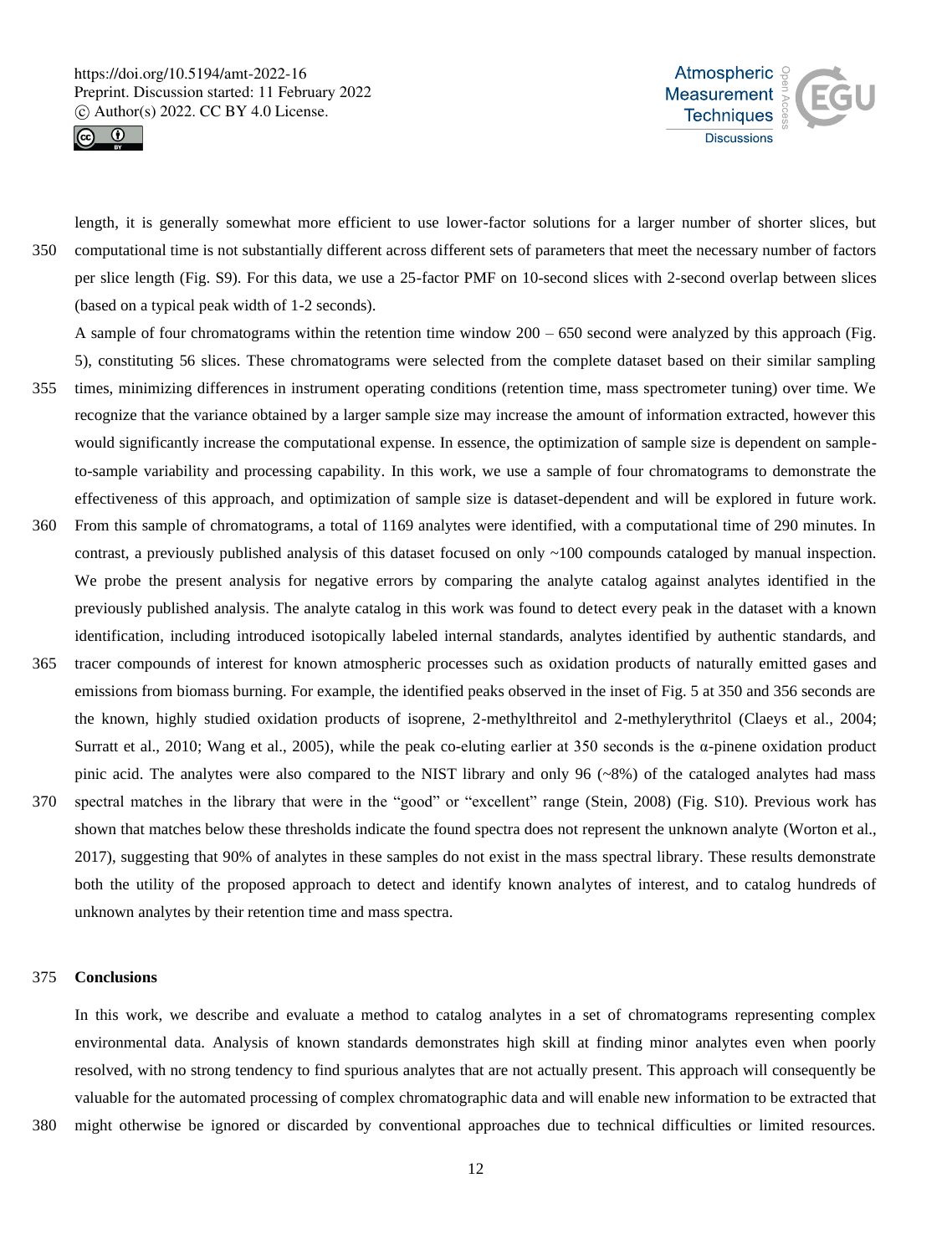length, it is generally somewhat more efficient to use lower-factor solutions for a larger number of shorter slices, but computational time is not substantially different across different sets of parameters that meet the necessary number of factors per slice length (Fig. S9). For this data, we use a 25-factor PMF on 10-second slices with 2-second overlap between slices (based on a typical peak width of 1-2 seconds).

A sample of four chromatograms within the retention time window 200 – 650 second were analyzed by this approach (Fig. 5), constituting 56 slices. These chromatograms were selected from the complete dataset based on their similar sampling times, minimizing differences in instrument operating conditions (retention time, mass spectrometer tuning) over time. We recognize that the variance obtained by a larger sample size may increase the amount of information extracted, however this would significantly increase the computational expense. In essence, the optimization of sample size is dependent on sample-to-sample variability and processing capability. In this work, we use a sample of four chromatograms to demonstrate the effectiveness of this approach, and optimization of sample size is dataset-dependent and will be explored in future work. From this sample of chromatograms, a total of 1169 analytes were identified, with a computational time of 290 minutes. In contrast, a previously published analysis of this dataset focused on only ~100 compounds cataloged by manual inspection. We probe the present analysis for negative errors by comparing the analyte catalog against analytes identified in the previously published analysis. The analyte catalog in this work was found to detect every peak in the dataset with a known identification, including introduced isotopically labeled internal standards, analytes identified by authentic standards, and tracer compounds of interest for known atmospheric processes such as oxidation products of naturally emitted gases and emissions from biomass burning. For example, the identified peaks observed in the inset of Fig. 5 at 350 and 356 seconds are the known, highly studied oxidation products of isoprene, 2-methylthreitol and 2-methylerythritol (Claeys et al., 2004; Surratt et al., 2010; Wang et al., 2005), while the peak co-eluting earlier at 350 seconds is the α-pinene oxidation product pinic acid. The analytes were also compared to the NIST library and only 96 (~8%) of the cataloged analytes had mass spectral matches in the library that were in the "good" or "excellent" range (Stein, 2008) (Fig. S10). Previous work has shown that matches below these thresholds indicate the found spectra does not represent the unknown analyte (Worton et al., 2017), suggesting that 90% of analytes in these samples do not exist in the mass spectral library. These results demonstrate both the utility of the proposed approach to detect and identify known analytes of interest, and to catalog hundreds of unknown analytes by their retention time and mass spectra.

## Conclusions

In this work, we describe and evaluate a method to catalog analytes in a set of chromatograms representing complex environmental data. Analysis of known standards demonstrates high skill at finding minor analytes even when poorly resolved, with no strong tendency to find spurious analytes that are not actually present. This approach will consequently be valuable for the automated processing of complex chromatographic data and will enable new information to be extracted that might otherwise be ignored or discarded by conventional approaches due to technical difficulties or limited resources.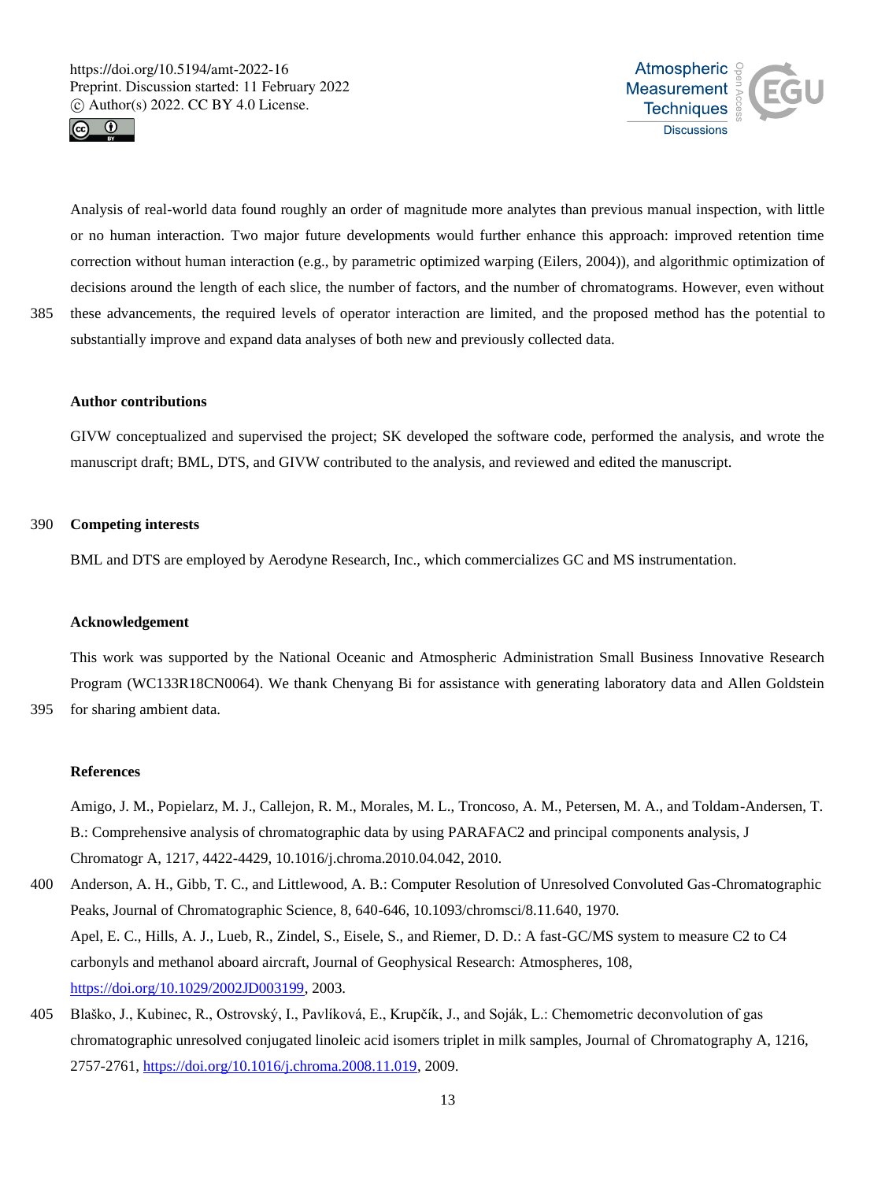Analysis of real-world data found roughly an order of magnitude more analytes than previous manual inspection, with little or no human interaction. Two major future developments would further enhance this approach: improved retention time correction without human interaction (e.g., by parametric optimized warping (Eilers, 2004)), and algorithmic optimization of decisions around the length of each slice, the number of factors, and the number of chromatograms. However, even without these advancements, the required levels of operator interaction are limited, and the proposed method has the potential to substantially improve and expand data analyses of both new and previously collected data.

## Author contributions

GIVW conceptualized and supervised the project; SK developed the software code, performed the analysis, and wrote the manuscript draft; BML, DTS, and GIVW contributed to the analysis, and reviewed and edited the manuscript.

## Competing interests

BML and DTS are employed by Aerodyne Research, Inc., which commercializes GC and MS instrumentation.

## Acknowledgement

This work was supported by the National Oceanic and Atmospheric Administration Small Business Innovative Research Program (WC133R18CN0064). We thank Chenyang Bi for assistance with generating laboratory data and Allen Goldstein for sharing ambient data.

## References

Amigo, J. M., Popielarz, M. J., Callejon, R. M., Morales, M. L., Troncoso, A. M., Petersen, M. A., and Toldam-Andersen, T. B.: Comprehensive analysis of chromatographic data by using PARAFAC2 and principal components analysis, J Chromatogr A, 1217, 4422-4429, 10.1016/j.chroma.2010.04.042, 2010.

Anderson, A. H., Gibb, T. C., and Littlewood, A. B.: Computer Resolution of Unresolved Convoluted Gas-Chromatographic Peaks, Journal of Chromatographic Science, 8, 640-646, 10.1093/chromsci/8.11.640, 1970.

Apel, E. C., Hills, A. J., Lueb, R., Zindel, S., Eisele, S., and Riemer, D. D.: A fast-GC/MS system to measure C2 to C4 carbonyls and methanol aboard aircraft, Journal of Geophysical Research: Atmospheres, 108, https://doi.org/10.1029/2002JD003199, 2003.

Blaško, J., Kubinec, R., Ostrovský, I., Pavlíková, E., Krupčík, J., and Soják, L.: Chemometric deconvolution of gas chromatographic unresolved conjugated linoleic acid isomers triplet in milk samples, Journal of Chromatography A, 1216, 2757-2761, https://doi.org/10.1016/j.chroma.2008.11.019, 2009.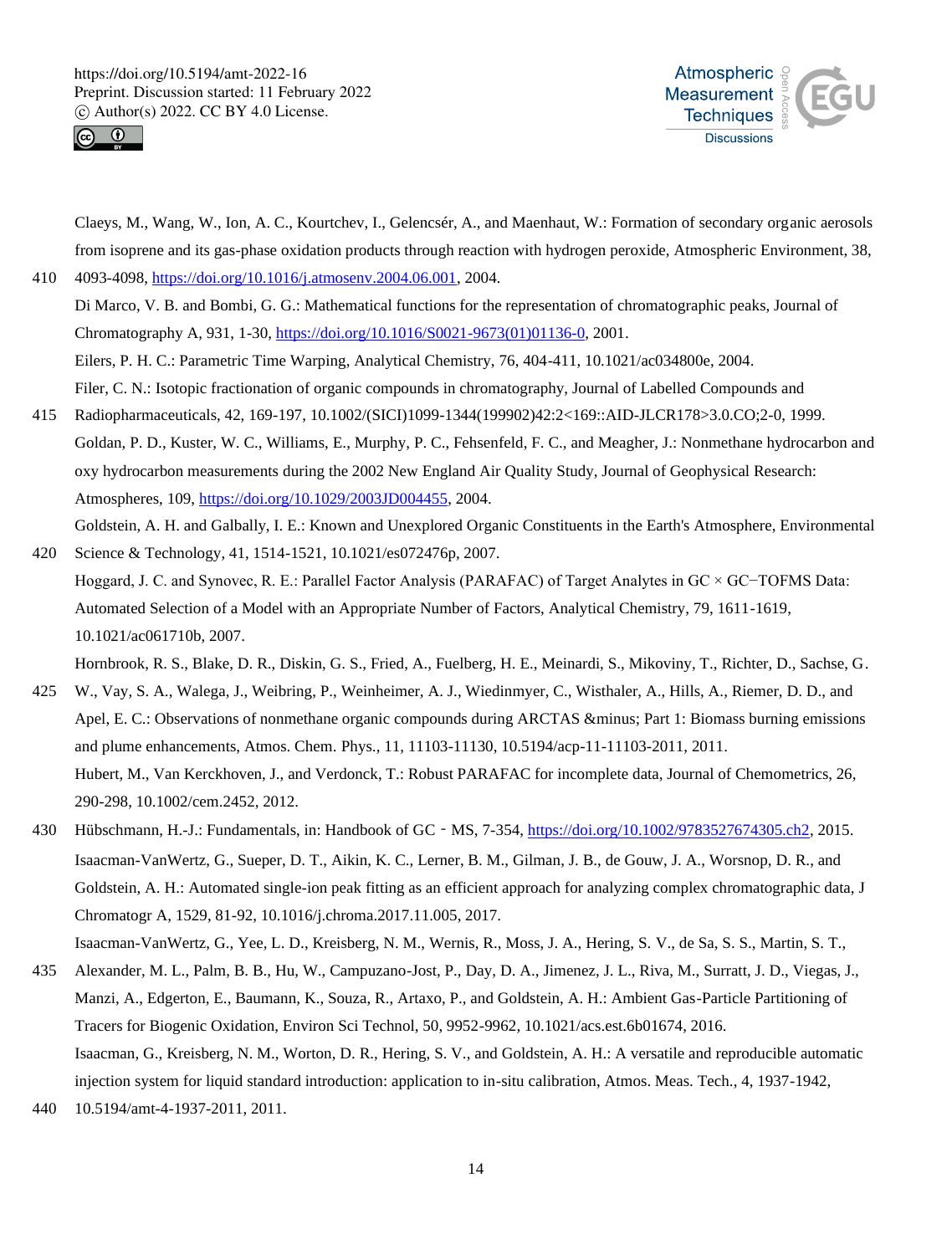Claeys, M., Wang, W., Ion, A. C., Kourtchev, I., Gelencsér, A., and Maenhaut, W.: Formation of secondary organic aerosols from isoprene and its gas-phase oxidation products through reaction with hydrogen peroxide, Atmospheric Environment, 38, 4093-4098, https://doi.org/10.1016/j.atmosenv.2004.06.001, 2004.

Di Marco, V. B. and Bombi, G. G.: Mathematical functions for the representation of chromatographic peaks, Journal of Chromatography A, 931, 1-30, https://doi.org/10.1016/S0021-9673(01)01136-0, 2001.

Eilers, P. H. C.: Parametric Time Warping, Analytical Chemistry, 76, 404-411, 10.1021/ac034800e, 2004.

Filer, C. N.: Isotopic fractionation of organic compounds in chromatography, Journal of Labelled Compounds and Radiopharmaceuticals, 42, 169-197, 10.1002/(SICI)1099-1344(199902)42:2<169::AID-JLCR178>3.0.CO;2-0, 1999.

Goldan, P. D., Kuster, W. C., Williams, E., Murphy, P. C., Fehsenfeld, F. C., and Meagher, J.: Nonmethane hydrocarbon and oxy hydrocarbon measurements during the 2002 New England Air Quality Study, Journal of Geophysical Research: Atmospheres, 109, https://doi.org/10.1029/2003JD004455, 2004.

Goldstein, A. H. and Galbally, I. E.: Known and Unexplored Organic Constituents in the Earth's Atmosphere, Environmental Science & Technology, 41, 1514-1521, 10.1021/es072476p, 2007.

Hoggard, J. C. and Synovec, R. E.: Parallel Factor Analysis (PARAFAC) of Target Analytes in GC × GC−TOFMS Data: Automated Selection of a Model with an Appropriate Number of Factors, Analytical Chemistry, 79, 1611-1619, 10.1021/ac061710b, 2007.

Hornbrook, R. S., Blake, D. R., Diskin, G. S., Fried, A., Fuelberg, H. E., Meinardi, S., Mikoviny, T., Richter, D., Sachse, G. W., Vay, S. A., Walega, J., Weibring, P., Weinheimer, A. J., Wiedinmyer, C., Wisthaler, A., Hills, A., Riemer, D. D., and Apel, E. C.: Observations of nonmethane organic compounds during ARCTAS &minus; Part 1: Biomass burning emissions and plume enhancements, Atmos. Chem. Phys., 11, 11103-11130, 10.5194/acp-11-11103-2011, 2011.

Hubert, M., Van Kerckhoven, J., and Verdonck, T.: Robust PARAFAC for incomplete data, Journal of Chemometrics, 26, 290-298, 10.1002/cem.2452, 2012.

Hübschmann, H.-J.: Fundamentals, in: Handbook of GC‐MS, 7-354, https://doi.org/10.1002/9783527674305.ch2, 2015.

Isaacman-VanWertz, G., Sueper, D. T., Aikin, K. C., Lerner, B. M., Gilman, J. B., de Gouw, J. A., Worsnop, D. R., and Goldstein, A. H.: Automated single-ion peak fitting as an efficient approach for analyzing complex chromatographic data, J Chromatogr A, 1529, 81-92, 10.1016/j.chroma.2017.11.005, 2017.

Isaacman-VanWertz, G., Yee, L. D., Kreisberg, N. M., Wernis, R., Moss, J. A., Hering, S. V., de Sa, S. S., Martin, S. T., Alexander, M. L., Palm, B. B., Hu, W., Campuzano-Jost, P., Day, D. A., Jimenez, J. L., Riva, M., Surratt, J. D., Viegas, J., Manzi, A., Edgerton, E., Baumann, K., Souza, R., Artaxo, P., and Goldstein, A. H.: Ambient Gas-Particle Partitioning of Tracers for Biogenic Oxidation, Environ Sci Technol, 50, 9952-9962, 10.1021/acs.est.6b01674, 2016.

Isaacman, G., Kreisberg, N. M., Worton, D. R., Hering, S. V., and Goldstein, A. H.: A versatile and reproducible automatic injection system for liquid standard introduction: application to in-situ calibration, Atmos. Meas. Tech., 4, 1937-1942, 10.5194/amt-4-1937-2011, 2011.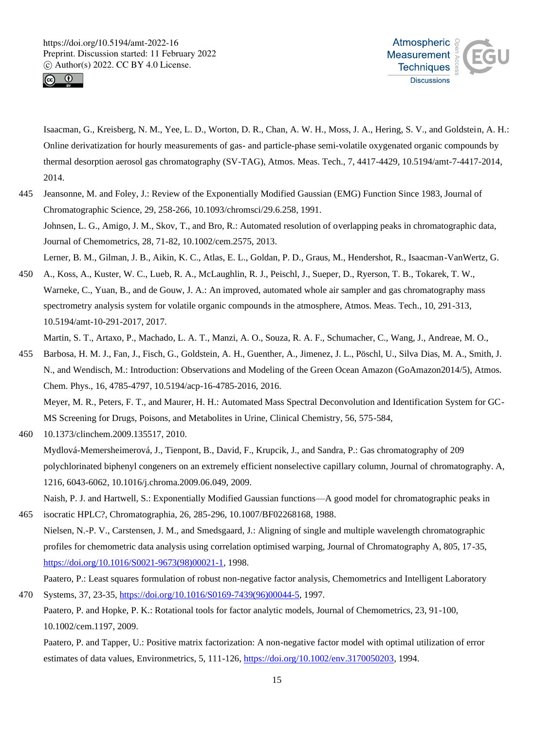Isaacman, G., Kreisberg, N. M., Yee, L. D., Worton, D. R., Chan, A. W. H., Moss, J. A., Hering, S. V., and Goldstein, A. H.: Online derivatization for hourly measurements of gas- and particle-phase semi-volatile oxygenated organic compounds by thermal desorption aerosol gas chromatography (SV-TAG), Atmos. Meas. Tech., 7, 4417-4429, 10.5194/amt-7-4417-2014, 2014.

Jeansonne, M. and Foley, J.: Review of the Exponentially Modified Gaussian (EMG) Function Since 1983, Journal of Chromatographic Science, 29, 258-266, 10.1093/chromsci/29.6.258, 1991.

Johnsen, L. G., Amigo, J. M., Skov, T., and Bro, R.: Automated resolution of overlapping peaks in chromatographic data, Journal of Chemometrics, 28, 71-82, 10.1002/cem.2575, 2013.

Lerner, B. M., Gilman, J. B., Aikin, K. C., Atlas, E. L., Goldan, P. D., Graus, M., Hendershot, R., Isaacman-VanWertz, G. A., Koss, A., Kuster, W. C., Lueb, R. A., McLaughlin, R. J., Peischl, J., Sueper, D., Ryerson, T. B., Tokarek, T. W., Warneke, C., Yuan, B., and de Gouw, J. A.: An improved, automated whole air sampler and gas chromatography mass spectrometry analysis system for volatile organic compounds in the atmosphere, Atmos. Meas. Tech., 10, 291-313, 10.5194/amt-10-291-2017, 2017.

Martin, S. T., Artaxo, P., Machado, L. A. T., Manzi, A. O., Souza, R. A. F., Schumacher, C., Wang, J., Andreae, M. O., Barbosa, H. M. J., Fan, J., Fisch, G., Goldstein, A. H., Guenther, A., Jimenez, J. L., Pöschl, U., Silva Dias, M. A., Smith, J. N., and Wendisch, M.: Introduction: Observations and Modeling of the Green Ocean Amazon (GoAmazon2014/5), Atmos. Chem. Phys., 16, 4785-4797, 10.5194/acp-16-4785-2016, 2016.

Meyer, M. R., Peters, F. T., and Maurer, H. H.: Automated Mass Spectral Deconvolution and Identification System for GC-MS Screening for Drugs, Poisons, and Metabolites in Urine, Clinical Chemistry, 56, 575-584, 10.1373/clinchem.2009.135517, 2010.

Mydlová-Memersheimerová, J., Tienpont, B., David, F., Krupcik, J., and Sandra, P.: Gas chromatography of 209 polychlorinated biphenyl congeners on an extremely efficient nonselective capillary column, Journal of chromatography. A, 1216, 6043-6062, 10.1016/j.chroma.2009.06.049, 2009.

Naish, P. J. and Hartwell, S.: Exponentially Modified Gaussian functions—A good model for chromatographic peaks in isocratic HPLC?, Chromatographia, 26, 285-296, 10.1007/BF02268168, 1988.

Nielsen, N.-P. V., Carstensen, J. M., and Smedsgaard, J.: Aligning of single and multiple wavelength chromatographic profiles for chemometric data analysis using correlation optimised warping, Journal of Chromatography A, 805, 17-35, https://doi.org/10.1016/S0021-9673(98)00021-1, 1998.

Paatero, P.: Least squares formulation of robust non-negative factor analysis, Chemometrics and Intelligent Laboratory Systems, 37, 23-35, https://doi.org/10.1016/S0169-7439(96)00044-5, 1997.

Paatero, P. and Hopke, P. K.: Rotational tools for factor analytic models, Journal of Chemometrics, 23, 91-100, 10.1002/cem.1197, 2009.

Paatero, P. and Tapper, U.: Positive matrix factorization: A non-negative factor model with optimal utilization of error estimates of data values, Environmetrics, 5, 111-126, https://doi.org/10.1002/env.3170050203, 1994.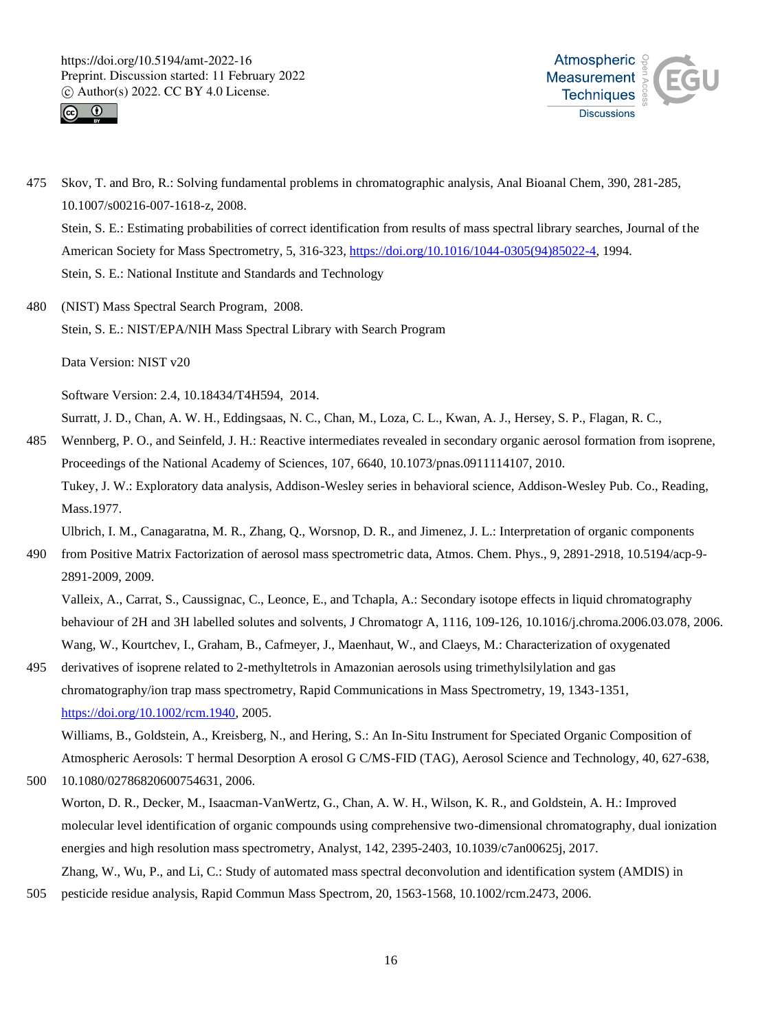Skov, T. and Bro, R.: Solving fundamental problems in chromatographic analysis, Anal Bioanal Chem, 390, 281-285, 10.1007/s00216-007-1618-z, 2008.

Stein, S. E.: Estimating probabilities of correct identification from results of mass spectral library searches, Journal of the American Society for Mass Spectrometry, 5, 316-323, https://doi.org/10.1016/1044-0305(94)85022-4, 1994.

Stein, S. E.: National Institute and Standards and Technology (NIST) Mass Spectral Search Program, 2008.

Stein, S. E.: NIST/EPA/NIH Mass Spectral Library with Search Program

Data Version: NIST v20

Software Version: 2.4, 10.18434/T4H594, 2014.

Surratt, J. D., Chan, A. W. H., Eddingsaas, N. C., Chan, M., Loza, C. L., Kwan, A. J., Hersey, S. P., Flagan, R. C., Wennberg, P. O., and Seinfeld, J. H.: Reactive intermediates revealed in secondary organic aerosol formation from isoprene, Proceedings of the National Academy of Sciences, 107, 6640, 10.1073/pnas.0911114107, 2010.

Tukey, J. W.: Exploratory data analysis, Addison-Wesley series in behavioral science, Addison-Wesley Pub. Co., Reading, Mass.1977.

Ulbrich, I. M., Canagaratna, M. R., Zhang, Q., Worsnop, D. R., and Jimenez, J. L.: Interpretation of organic components from Positive Matrix Factorization of aerosol mass spectrometric data, Atmos. Chem. Phys., 9, 2891-2918, 10.5194/acp-9-2891-2009, 2009.

Valleix, A., Carrat, S., Caussignac, C., Leonce, E., and Tchapla, A.: Secondary isotope effects in liquid chromatography behaviour of 2H and 3H labelled solutes and solvents, J Chromatogr A, 1116, 109-126, 10.1016/j.chroma.2006.03.078, 2006.

Wang, W., Kourtchev, I., Graham, B., Cafmeyer, J., Maenhaut, W., and Claeys, M.: Characterization of oxygenated derivatives of isoprene related to 2-methyltetrols in Amazonian aerosols using trimethylsilylation and gas chromatography/ion trap mass spectrometry, Rapid Communications in Mass Spectrometry, 19, 1343-1351, https://doi.org/10.1002/rcm.1940, 2005.

Williams, B., Goldstein, A., Kreisberg, N., and Hering, S.: An In-Situ Instrument for Speciated Organic Composition of Atmospheric Aerosols: T hermal Desorption A erosol G C/MS-FID (TAG), Aerosol Science and Technology, 40, 627-638, 10.1080/02786820600754631, 2006.

Worton, D. R., Decker, M., Isaacman-VanWertz, G., Chan, A. W. H., Wilson, K. R., and Goldstein, A. H.: Improved molecular level identification of organic compounds using comprehensive two-dimensional chromatography, dual ionization energies and high resolution mass spectrometry, Analyst, 142, 2395-2403, 10.1039/c7an00625j, 2017.

Zhang, W., Wu, P., and Li, C.: Study of automated mass spectral deconvolution and identification system (AMDIS) in pesticide residue analysis, Rapid Commun Mass Spectrom, 20, 1563-1568, 10.1002/rcm.2473, 2006.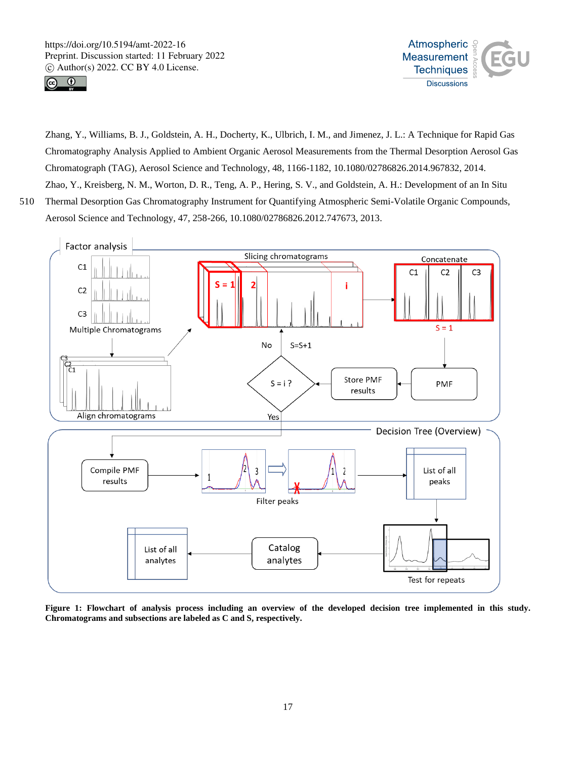Zhang, Y., Williams, B. J., Goldstein, A. H., Docherty, K., Ulbrich, I. M., and Jimenez, J. L.: A Technique for Rapid Gas Chromatography Analysis Applied to Ambient Organic Aerosol Measurements from the Thermal Desorption Aerosol Gas Chromatograph (TAG), Aerosol Science and Technology, 48, 1166-1182, 10.1080/02786826.2014.967832, 2014.

Zhao, Y., Kreisberg, N. M., Worton, D. R., Teng, A. P., Hering, S. V., and Goldstein, A. H.: Development of an In Situ Thermal Desorption Gas Chromatography Instrument for Quantifying Atmospheric Semi-Volatile Organic Compounds, Aerosol Science and Technology, 47, 258-266, 10.1080/02786826.2012.747673, 2013.

**Figure 1: Flowchart of analysis process including an overview of the developed decision tree implemented in this study. Chromatograms and subsections are labeled as C and S, respectively.**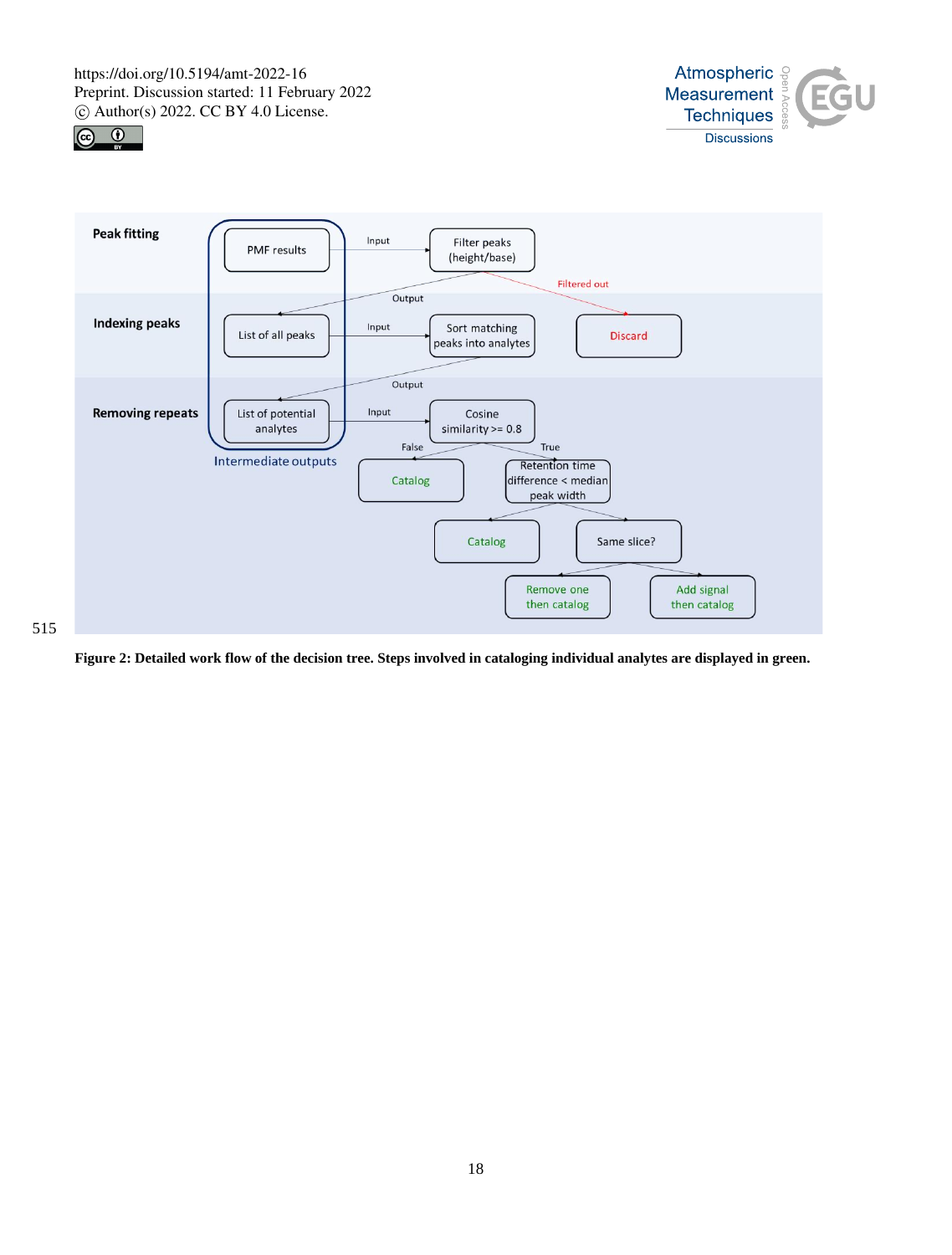Peak fitting

Indexing peaks

Removing repeats

PMF results → Input → Filter peaks (height/base) → Filtered out → Discard

Output → List of all peaks → Input → Sort matching peaks into analytes

Output → List of potential analytes → Input → Cosine similarity >= 0.8

False → Catalog

True → Retention time difference < median peak width

→ Catalog

→ Same slice? → Remove one then catalog / Add signal then catalog

Intermediate outputs

**Figure 2: Detailed work flow of the decision tree. Steps involved in cataloging individual analytes are displayed in green.**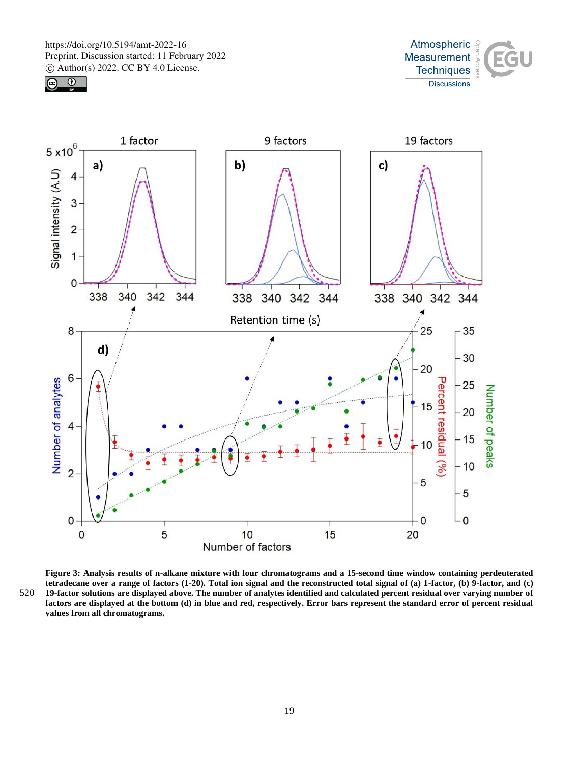Figure 3: Analysis results of n-alkane mixture with four chromatograms and a 15-second time window containing perdeuterated tetradecane over a range of factors (1-20). Total ion signal and the reconstructed total signal of (a) 1-factor, (b) 9-factor, and (c) 19-factor solutions are displayed above. The number of analytes identified and calculated percent residual over varying number of factors are displayed at the bottom (d) in blue and red, respectively. Error bars represent the standard error of percent residual values from all chromatograms.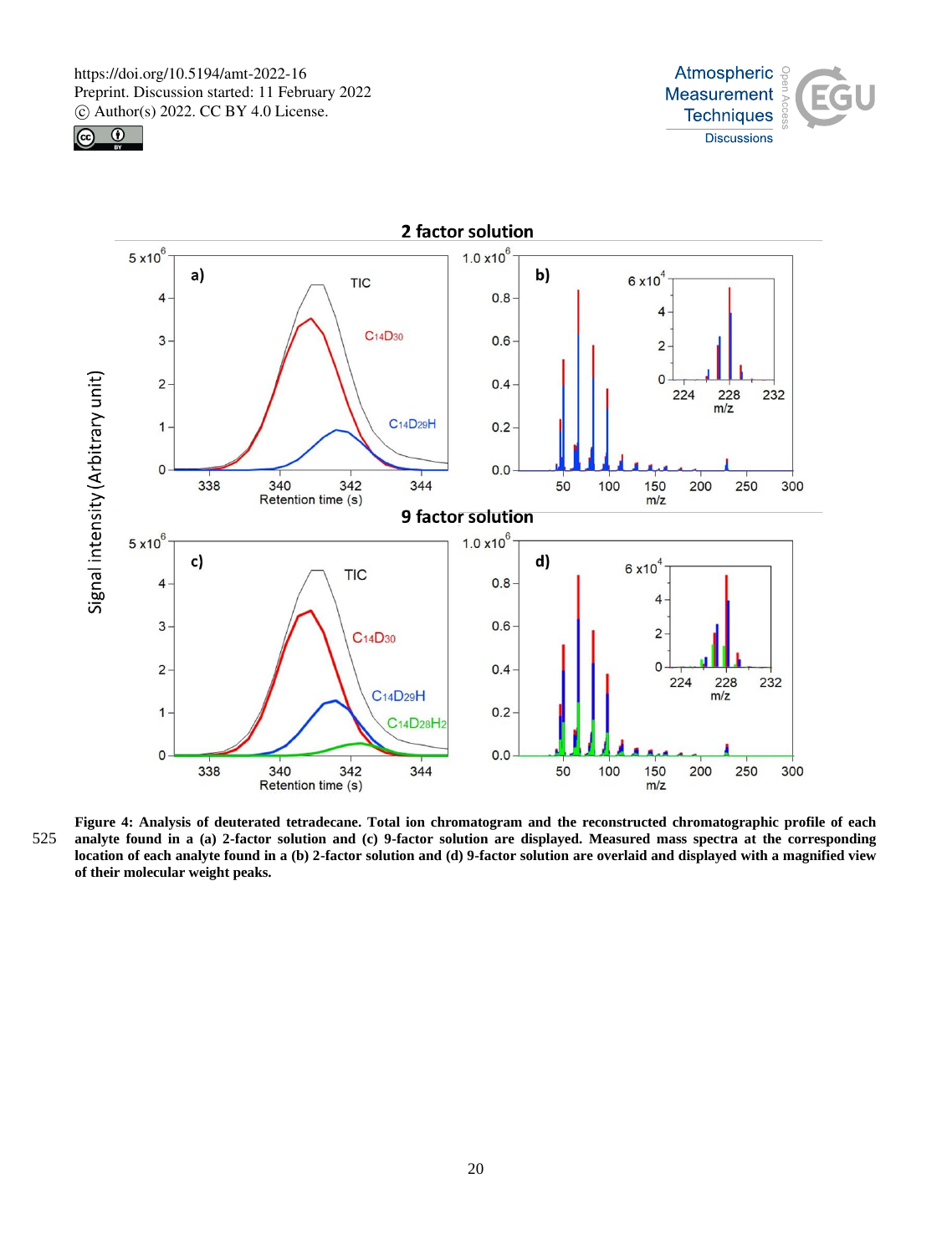**Figure 4: Analysis of deuterated tetradecane. Total ion chromatogram and the reconstructed chromatographic profile of each analyte found in a (a) 2-factor solution and (c) 9-factor solution are displayed. Measured mass spectra at the corresponding location of each analyte found in a (b) 2-factor solution and (d) 9-factor solution are overlaid and displayed with a magnified view of their molecular weight peaks.**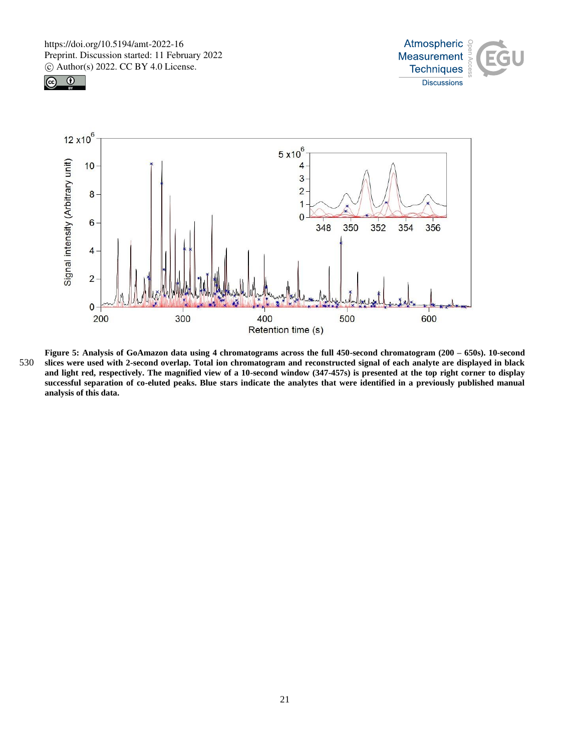12 x10[6]

10

8

6

4

2

0

Signal intensity (Arbitrary unit)

200 300 400 500 600

Retention time (s)

5 x10[6]

4

3

2

1

0

348 350 352 354 356

**Figure 5: Analysis of GoAmazon data using 4 chromatograms across the full 450-second chromatogram (200 – 650s). 10-second slices were used with 2-second overlap. Total ion chromatogram and reconstructed signal of each analyte are displayed in black and light red, respectively. The magnified view of a 10-second window (347-457s) is presented at the top right corner to display successful separation of co-eluted peaks. Blue stars indicate the analytes that were identified in a previously published manual analysis of this data.**